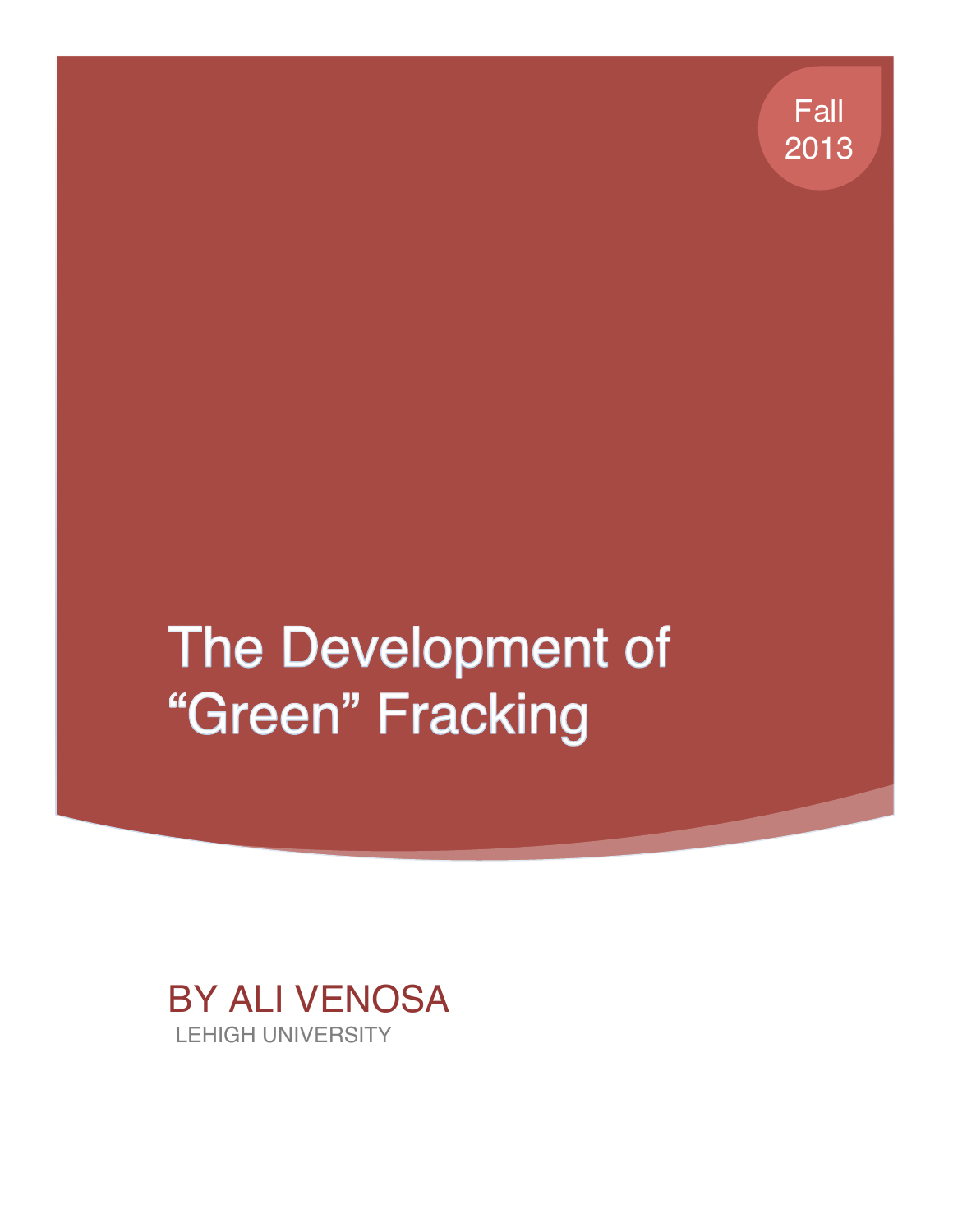Fall 2013

# The Development of "Green" Fracking

BY ALI VENOSA

LEHIGH UNIVERSITY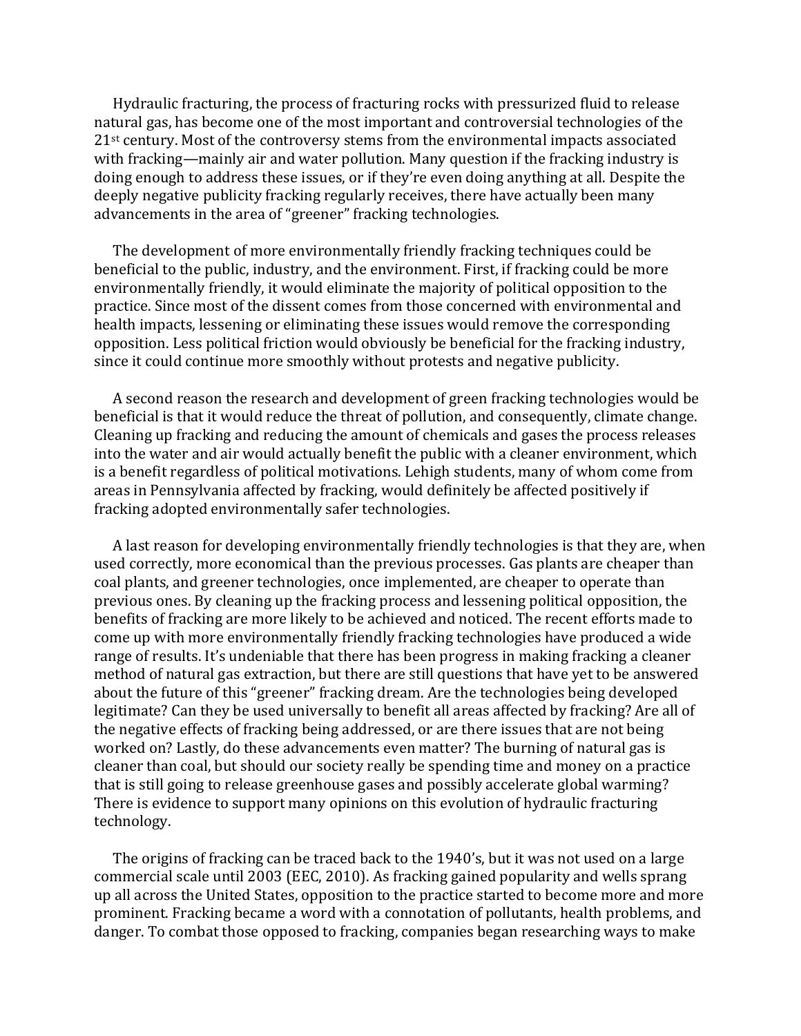Hydraulic fracturing, the process of fracturing rocks with pressurized fluid to release natural gas, has become one of the most important and controversial technologies of the 21st century. Most of the controversy stems from the environmental impacts associated with fracking—mainly air and water pollution. Many question if the fracking industry is doing enough to address these issues, or if they're even doing anything at all. Despite the deeply negative publicity fracking regularly receives, there have actually been many advancements in the area of "greener" fracking technologies.

The development of more environmentally friendly fracking techniques could be beneficial to the public, industry, and the environment. First, if fracking could be more environmentally friendly, it would eliminate the majority of political opposition to the practice. Since most of the dissent comes from those concerned with environmental and health impacts, lessening or eliminating these issues would remove the corresponding opposition. Less political friction would obviously be beneficial for the fracking industry, since it could continue more smoothly without protests and negative publicity.

A second reason the research and development of green fracking technologies would be beneficial is that it would reduce the threat of pollution, and consequently, climate change. Cleaning up fracking and reducing the amount of chemicals and gases the process releases into the water and air would actually benefit the public with a cleaner environment, which is a benefit regardless of political motivations. Lehigh students, many of whom come from areas in Pennsylvania affected by fracking, would definitely be affected positively if fracking adopted environmentally safer technologies.

A last reason for developing environmentally friendly technologies is that they are, when used correctly, more economical than the previous processes. Gas plants are cheaper than coal plants, and greener technologies, once implemented, are cheaper to operate than previous ones. By cleaning up the fracking process and lessening political opposition, the benefits of fracking are more likely to be achieved and noticed. The recent efforts made to come up with more environmentally friendly fracking technologies have produced a wide range of results. It's undeniable that there has been progress in making fracking a cleaner method of natural gas extraction, but there are still questions that have yet to be answered about the future of this "greener" fracking dream. Are the technologies being developed legitimate? Can they be used universally to benefit all areas affected by fracking? Are all of the negative effects of fracking being addressed, or are there issues that are not being worked on? Lastly, do these advancements even matter? The burning of natural gas is cleaner than coal, but should our society really be spending time and money on a practice that is still going to release greenhouse gases and possibly accelerate global warming? There is evidence to support many opinions on this evolution of hydraulic fracturing technology.

The origins of fracking can be traced back to the 1940's, but it was not used on a large commercial scale until 2003 (EEC, 2010). As fracking gained popularity and wells sprang up all across the United States, opposition to the practice started to become more and more prominent. Fracking became a word with a connotation of pollutants, health problems, and danger. To combat those opposed to fracking, companies began researching ways to make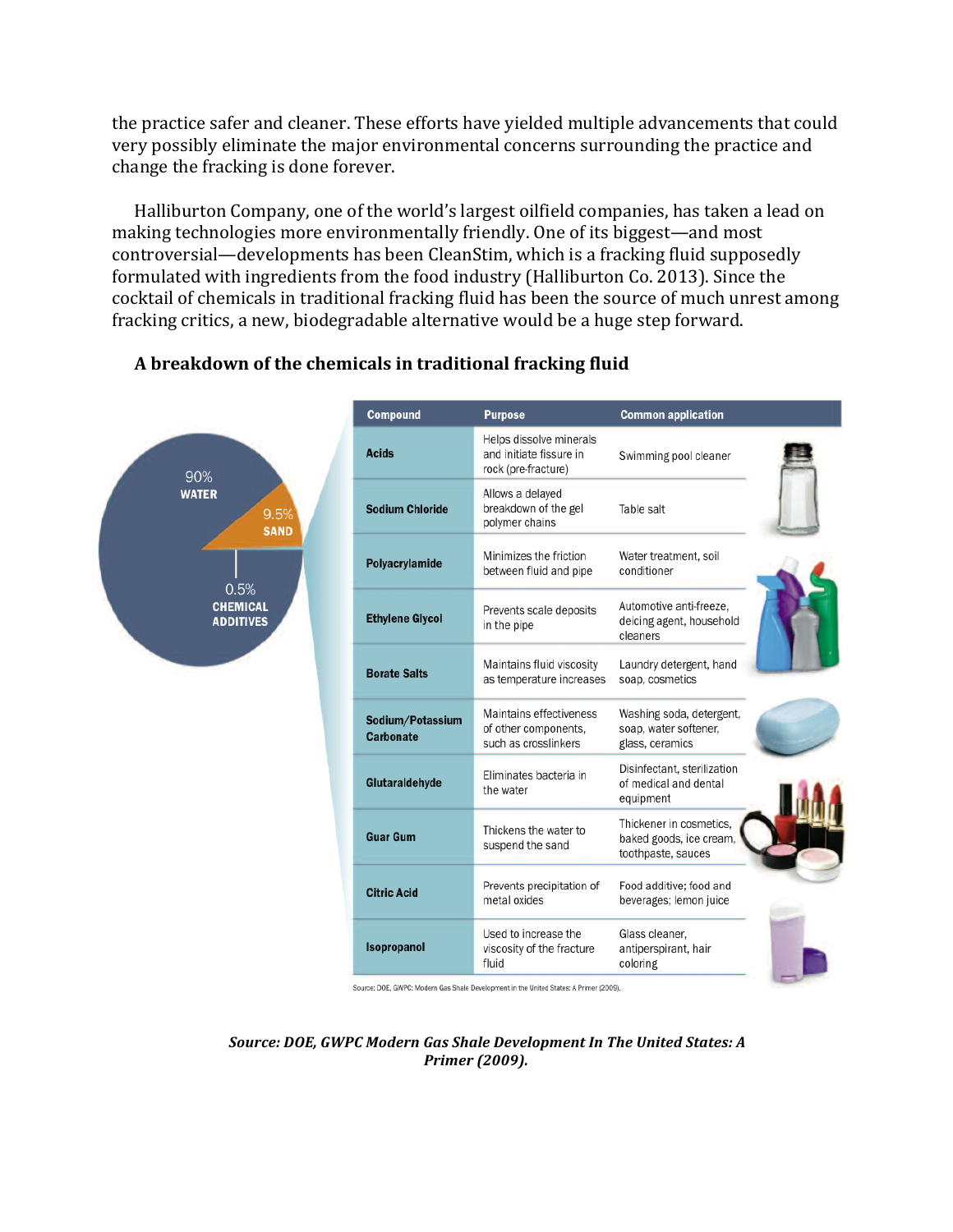the practice safer and cleaner. These efforts have yielded multiple advancements that could very possibly eliminate the major environmental concerns surrounding the practice and change the fracking is done forever.

Halliburton Company, one of the world's largest oilfield companies, has taken a lead on making technologies more environmentally friendly. One of its biggest—and most controversial—developments has been CleanStim, which is a fracking fluid supposedly formulated with ingredients from the food industry (Halliburton Co. 2013). Since the cocktail of chemicals in traditional fracking fluid has been the source of much unrest among fracking critics, a new, biodegradable alternative would be a huge step forward.

### A breakdown of the chemicals in traditional fracking fluid

90% WATER

9.5% SAND

0.5% CHEMICAL ADDITIVES

| Compound | Purpose | Common application |
|---|---|---|
| Acids | Helps dissolve minerals and initiate fissure in rock (pre-fracture) | Swimming pool cleaner |
| Sodium Chloride | Allows a delayed breakdown of the gel polymer chains | Table salt |
| Polyacrylamide | Minimizes the friction between fluid and pipe | Water treatment, soil conditioner |
| Ethylene Glycol | Prevents scale deposits in the pipe | Automotive anti-freeze, deicing agent, household cleaners |
| Borate Salts | Maintains fluid viscosity as temperature increases | Laundry detergent, hand soap, cosmetics |
| Sodium/Potassium Carbonate | Maintains effectiveness of other components, such as crosslinkers | Washing soda, detergent, soap, water softener, glass, ceramics |
| Glutaraldehyde | Eliminates bacteria in the water | Disinfectant, sterilization of medical and dental equipment |
| Guar Gum | Thickens the water to suspend the sand | Thickener in cosmetics, baked goods, ice cream, toothpaste, sauces |
| Citric Acid | Prevents precipitation of metal oxides | Food additive; food and beverages; lemon juice |
| Isopropanol | Used to increase the viscosity of the fracture fluid | Glass cleaner, antiperspirant, hair coloring |

Source: DOE, GWPC: Modern Gas Shale Development in the United States: A Primer (2009).

***Source: DOE, GWPC Modern Gas Shale Development In The United States: A Primer (2009).***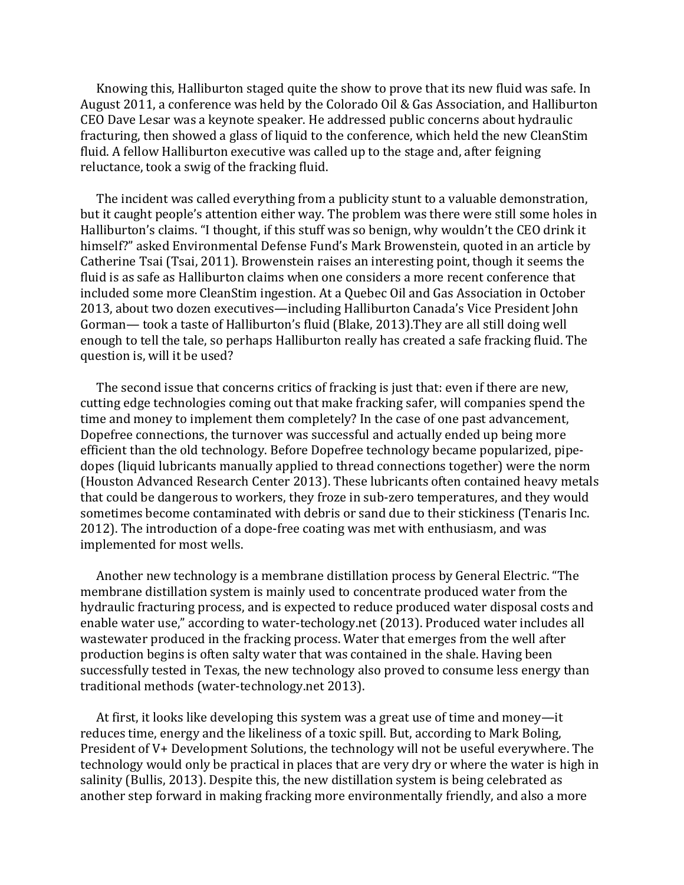Knowing this, Halliburton staged quite the show to prove that its new fluid was safe. In August 2011, a conference was held by the Colorado Oil & Gas Association, and Halliburton CEO Dave Lesar was a keynote speaker. He addressed public concerns about hydraulic fracturing, then showed a glass of liquid to the conference, which held the new CleanStim fluid. A fellow Halliburton executive was called up to the stage and, after feigning reluctance, took a swig of the fracking fluid.

The incident was called everything from a publicity stunt to a valuable demonstration, but it caught people's attention either way. The problem was there were still some holes in Halliburton's claims. "I thought, if this stuff was so benign, why wouldn't the CEO drink it himself?" asked Environmental Defense Fund's Mark Browenstein, quoted in an article by Catherine Tsai (Tsai, 2011). Browenstein raises an interesting point, though it seems the fluid is as safe as Halliburton claims when one considers a more recent conference that included some more CleanStim ingestion. At a Quebec Oil and Gas Association in October 2013, about two dozen executives—including Halliburton Canada's Vice President John Gorman— took a taste of Halliburton's fluid (Blake, 2013).They are all still doing well enough to tell the tale, so perhaps Halliburton really has created a safe fracking fluid. The question is, will it be used?

The second issue that concerns critics of fracking is just that: even if there are new, cutting edge technologies coming out that make fracking safer, will companies spend the time and money to implement them completely? In the case of one past advancement, Dopefree connections, the turnover was successful and actually ended up being more efficient than the old technology. Before Dopefree technology became popularized, pipe-dopes (liquid lubricants manually applied to thread connections together) were the norm (Houston Advanced Research Center 2013). These lubricants often contained heavy metals that could be dangerous to workers, they froze in sub-zero temperatures, and they would sometimes become contaminated with debris or sand due to their stickiness (Tenaris Inc. 2012). The introduction of a dope-free coating was met with enthusiasm, and was implemented for most wells.

Another new technology is a membrane distillation process by General Electric. "The membrane distillation system is mainly used to concentrate produced water from the hydraulic fracturing process, and is expected to reduce produced water disposal costs and enable water use," according to water-techology.net (2013). Produced water includes all wastewater produced in the fracking process. Water that emerges from the well after production begins is often salty water that was contained in the shale. Having been successfully tested in Texas, the new technology also proved to consume less energy than traditional methods (water-technology.net 2013).

At first, it looks like developing this system was a great use of time and money—it reduces time, energy and the likeliness of a toxic spill. But, according to Mark Boling, President of V+ Development Solutions, the technology will not be useful everywhere. The technology would only be practical in places that are very dry or where the water is high in salinity (Bullis, 2013). Despite this, the new distillation system is being celebrated as another step forward in making fracking more environmentally friendly, and also a more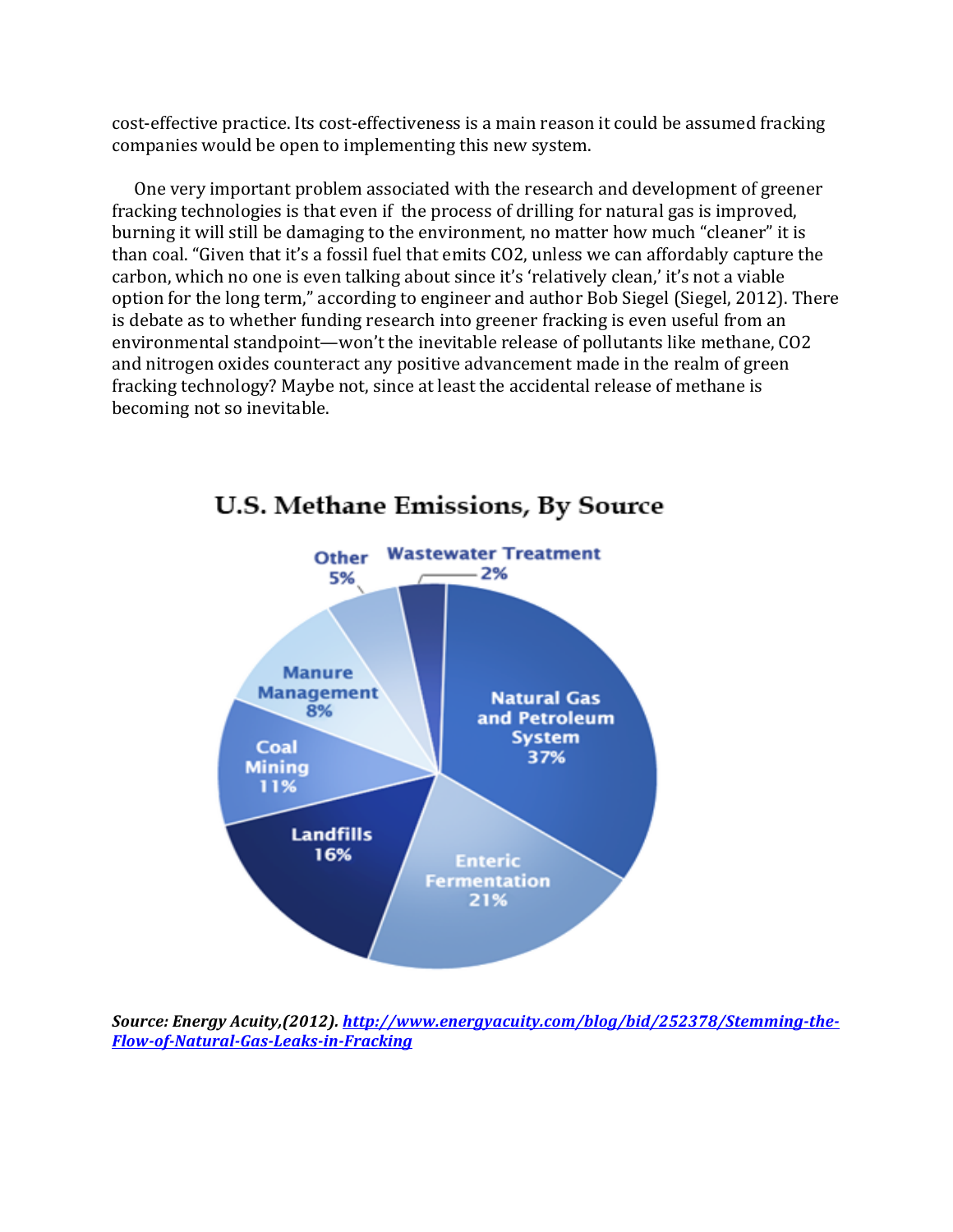cost-effective practice. Its cost-effectiveness is a main reason it could be assumed fracking companies would be open to implementing this new system.

One very important problem associated with the research and development of greener fracking technologies is that even if the process of drilling for natural gas is improved, burning it will still be damaging to the environment, no matter how much "cleaner" it is than coal. "Given that it's a fossil fuel that emits CO2, unless we can affordably capture the carbon, which no one is even talking about since it's 'relatively clean,' it's not a viable option for the long term," according to engineer and author Bob Siegel (Siegel, 2012). There is debate as to whether funding research into greener fracking is even useful from an environmental standpoint—won't the inevitable release of pollutants like methane, CO2 and nitrogen oxides counteract any positive advancement made in the realm of green fracking technology? Maybe not, since at least the accidental release of methane is becoming not so inevitable.

U.S. Methane Emissions, By Source

| Source | Share |
| --- | --- |
| Natural Gas and Petroleum System | 37% |
| Enteric Fermentation | 21% |
| Landfills | 16% |
| Coal Mining | 11% |
| Manure Management | 8% |
| Other | 5% |
| Wastewater Treatment | 2% |

***Source: Energy Acuity,(2012). [http://www.energyacuity.com/blog/bid/252378/Stemming-the-Flow-of-Natural-Gas-Leaks-in-Fracking](http://www.energyacuity.com/blog/bid/252378/Stemming-the-Flow-of-Natural-Gas-Leaks-in-Fracking)***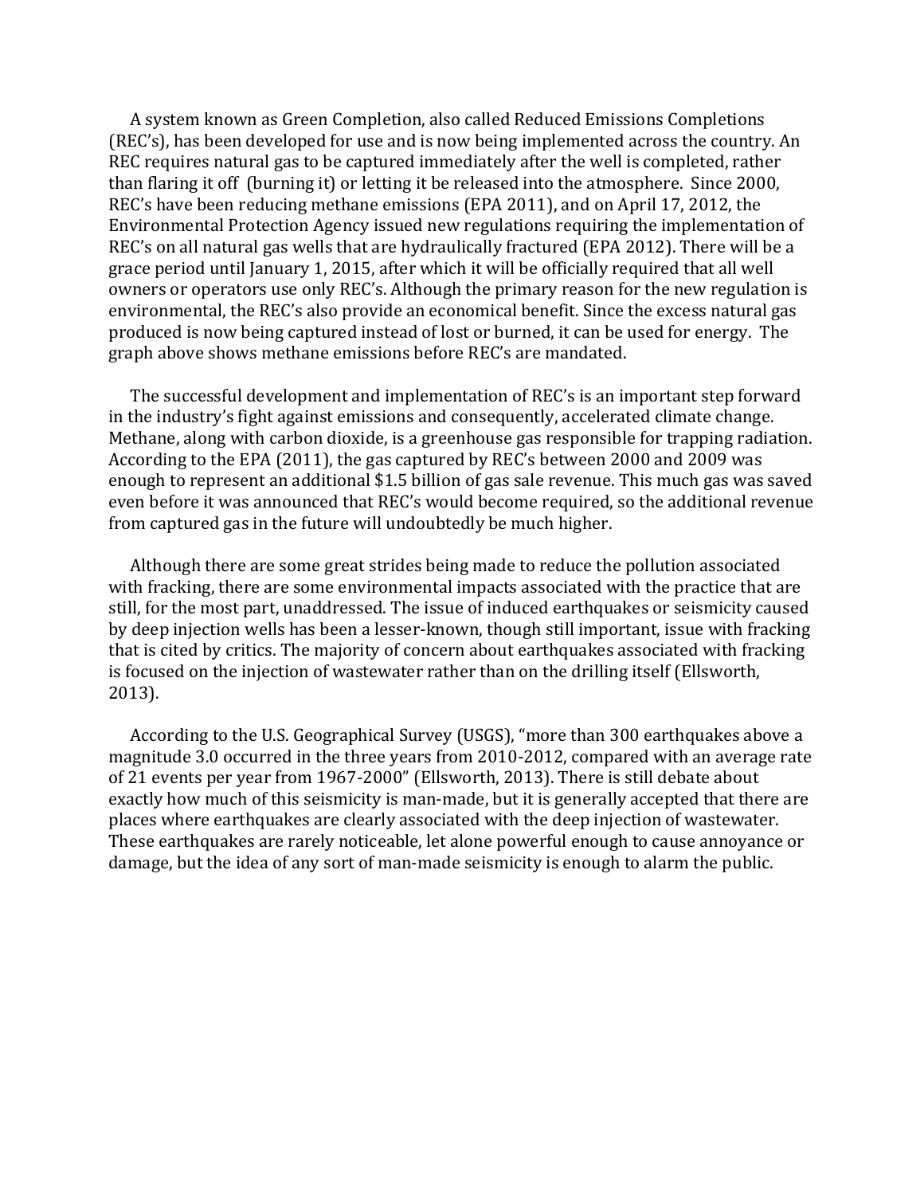A system known as Green Completion, also called Reduced Emissions Completions (REC's), has been developed for use and is now being implemented across the country. An REC requires natural gas to be captured immediately after the well is completed, rather than flaring it off (burning it) or letting it be released into the atmosphere. Since 2000, REC's have been reducing methane emissions (EPA 2011), and on April 17, 2012, the Environmental Protection Agency issued new regulations requiring the implementation of REC's on all natural gas wells that are hydraulically fractured (EPA 2012). There will be a grace period until January 1, 2015, after which it will be officially required that all well owners or operators use only REC's. Although the primary reason for the new regulation is environmental, the REC's also provide an economical benefit. Since the excess natural gas produced is now being captured instead of lost or burned, it can be used for energy. The graph above shows methane emissions before REC's are mandated.

The successful development and implementation of REC's is an important step forward in the industry's fight against emissions and consequently, accelerated climate change. Methane, along with carbon dioxide, is a greenhouse gas responsible for trapping radiation. According to the EPA (2011), the gas captured by REC's between 2000 and 2009 was enough to represent an additional $1.5 billion of gas sale revenue. This much gas was saved even before it was announced that REC's would become required, so the additional revenue from captured gas in the future will undoubtedly be much higher.

Although there are some great strides being made to reduce the pollution associated with fracking, there are some environmental impacts associated with the practice that are still, for the most part, unaddressed. The issue of induced earthquakes or seismicity caused by deep injection wells has been a lesser-known, though still important, issue with fracking that is cited by critics. The majority of concern about earthquakes associated with fracking is focused on the injection of wastewater rather than on the drilling itself (Ellsworth, 2013).

According to the U.S. Geographical Survey (USGS), "more than 300 earthquakes above a magnitude 3.0 occurred in the three years from 2010-2012, compared with an average rate of 21 events per year from 1967-2000" (Ellsworth, 2013). There is still debate about exactly how much of this seismicity is man-made, but it is generally accepted that there are places where earthquakes are clearly associated with the deep injection of wastewater. These earthquakes are rarely noticeable, let alone powerful enough to cause annoyance or damage, but the idea of any sort of man-made seismicity is enough to alarm the public.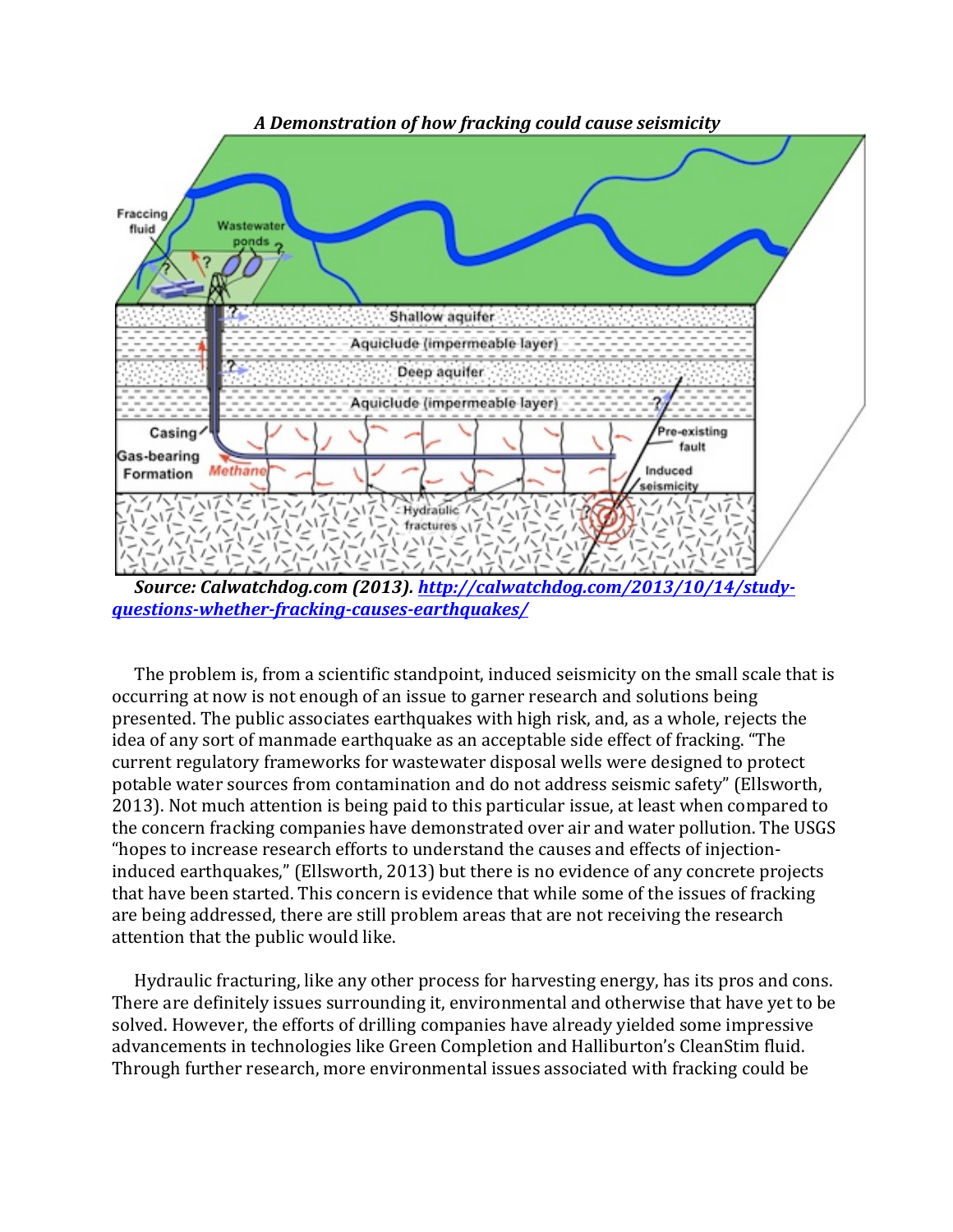***A Demonstration of how fracking could cause seismicity***

***Source: Calwatchdog.com (2013). [http://calwatchdog.com/2013/10/14/study-questions-whether-fracking-causes-earthquakes/](http://calwatchdog.com/2013/10/14/study-questions-whether-fracking-causes-earthquakes/)***

The problem is, from a scientific standpoint, induced seismicity on the small scale that is occurring at now is not enough of an issue to garner research and solutions being presented. The public associates earthquakes with high risk, and, as a whole, rejects the idea of any sort of manmade earthquake as an acceptable side effect of fracking. "The current regulatory frameworks for wastewater disposal wells were designed to protect potable water sources from contamination and do not address seismic safety" (Ellsworth, 2013). Not much attention is being paid to this particular issue, at least when compared to the concern fracking companies have demonstrated over air and water pollution. The USGS "hopes to increase research efforts to understand the causes and effects of injection-induced earthquakes," (Ellsworth, 2013) but there is no evidence of any concrete projects that have been started. This concern is evidence that while some of the issues of fracking are being addressed, there are still problem areas that are not receiving the research attention that the public would like.

Hydraulic fracturing, like any other process for harvesting energy, has its pros and cons. There are definitely issues surrounding it, environmental and otherwise that have yet to be solved. However, the efforts of drilling companies have already yielded some impressive advancements in technologies like Green Completion and Halliburton's CleanStim fluid. Through further research, more environmental issues associated with fracking could be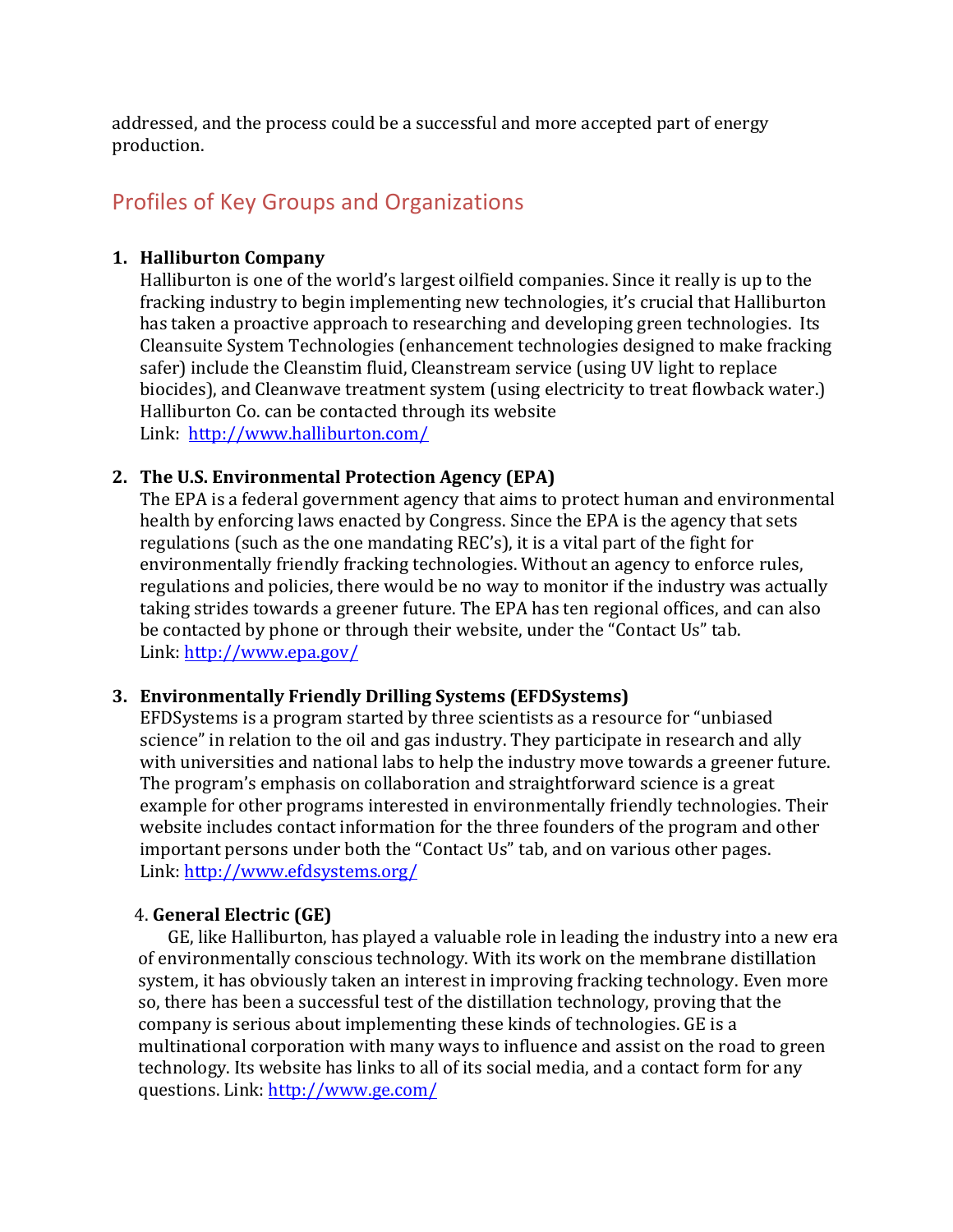addressed, and the process could be a successful and more accepted part of energy production.

## Profiles of Key Groups and Organizations

1. **Halliburton Company**
   Halliburton is one of the world's largest oilfield companies. Since it really is up to the fracking industry to begin implementing new technologies, it's crucial that Halliburton has taken a proactive approach to researching and developing green technologies. Its Cleansuite System Technologies (enhancement technologies designed to make fracking safer) include the Cleanstim fluid, Cleanstream service (using UV light to replace biocides), and Cleanwave treatment system (using electricity to treat flowback water.) Halliburton Co. can be contacted through its website
   Link: http://www.halliburton.com/

2. **The U.S. Environmental Protection Agency (EPA)**
   The EPA is a federal government agency that aims to protect human and environmental health by enforcing laws enacted by Congress. Since the EPA is the agency that sets regulations (such as the one mandating REC's), it is a vital part of the fight for environmentally friendly fracking technologies. Without an agency to enforce rules, regulations and policies, there would be no way to monitor if the industry was actually taking strides towards a greener future. The EPA has ten regional offices, and can also be contacted by phone or through their website, under the "Contact Us" tab.
   Link: http://www.epa.gov/

3. **Environmentally Friendly Drilling Systems (EFDSystems)**
   EFDSystems is a program started by three scientists as a resource for "unbiased science" in relation to the oil and gas industry. They participate in research and ally with universities and national labs to help the industry move towards a greener future. The program's emphasis on collaboration and straightforward science is a great example for other programs interested in environmentally friendly technologies. Their website includes contact information for the three founders of the program and other important persons under both the "Contact Us" tab, and on various other pages.
   Link: http://www.efdsystems.org/

4. **General Electric (GE)**
   GE, like Halliburton, has played a valuable role in leading the industry into a new era of environmentally conscious technology. With its work on the membrane distillation system, it has obviously taken an interest in improving fracking technology. Even more so, there has been a successful test of the distillation technology, proving that the company is serious about implementing these kinds of technologies. GE is a multinational corporation with many ways to influence and assist on the road to green technology. Its website has links to all of its social media, and a contact form for any questions. Link: http://www.ge.com/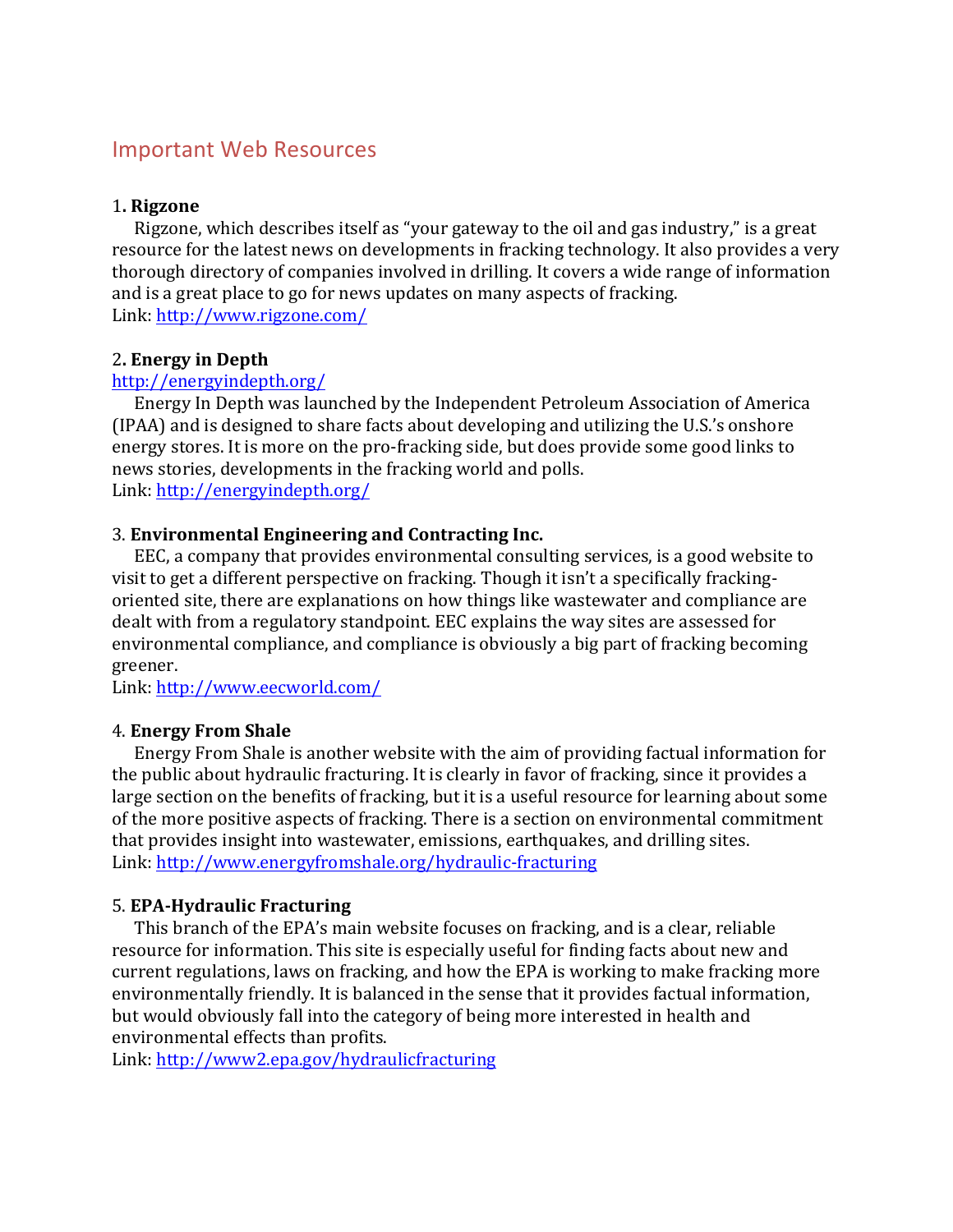## Important Web Resources

1**. Rigzone**

Rigzone, which describes itself as "your gateway to the oil and gas industry," is a great resource for the latest news on developments in fracking technology. It also provides a very thorough directory of companies involved in drilling. It covers a wide range of information and is a great place to go for news updates on many aspects of fracking.
Link: http://www.rigzone.com/

2**. Energy in Depth**
http://energyindepth.org/

Energy In Depth was launched by the Independent Petroleum Association of America (IPAA) and is designed to share facts about developing and utilizing the U.S.'s onshore energy stores. It is more on the pro-fracking side, but does provide some good links to news stories, developments in the fracking world and polls.
Link: http://energyindepth.org/

3. **Environmental Engineering and Contracting Inc.**

EEC, a company that provides environmental consulting services, is a good website to visit to get a different perspective on fracking. Though it isn't a specifically fracking-oriented site, there are explanations on how things like wastewater and compliance are dealt with from a regulatory standpoint. EEC explains the way sites are assessed for environmental compliance, and compliance is obviously a big part of fracking becoming greener.
Link: http://www.eecworld.com/

4. **Energy From Shale**

Energy From Shale is another website with the aim of providing factual information for the public about hydraulic fracturing. It is clearly in favor of fracking, since it provides a large section on the benefits of fracking, but it is a useful resource for learning about some of the more positive aspects of fracking. There is a section on environmental commitment that provides insight into wastewater, emissions, earthquakes, and drilling sites.
Link: http://www.energyfromshale.org/hydraulic-fracturing

5. **EPA-Hydraulic Fracturing**

This branch of the EPA's main website focuses on fracking, and is a clear, reliable resource for information. This site is especially useful for finding facts about new and current regulations, laws on fracking, and how the EPA is working to make fracking more environmentally friendly. It is balanced in the sense that it provides factual information, but would obviously fall into the category of being more interested in health and environmental effects than profits.
Link: http://www2.epa.gov/hydraulicfracturing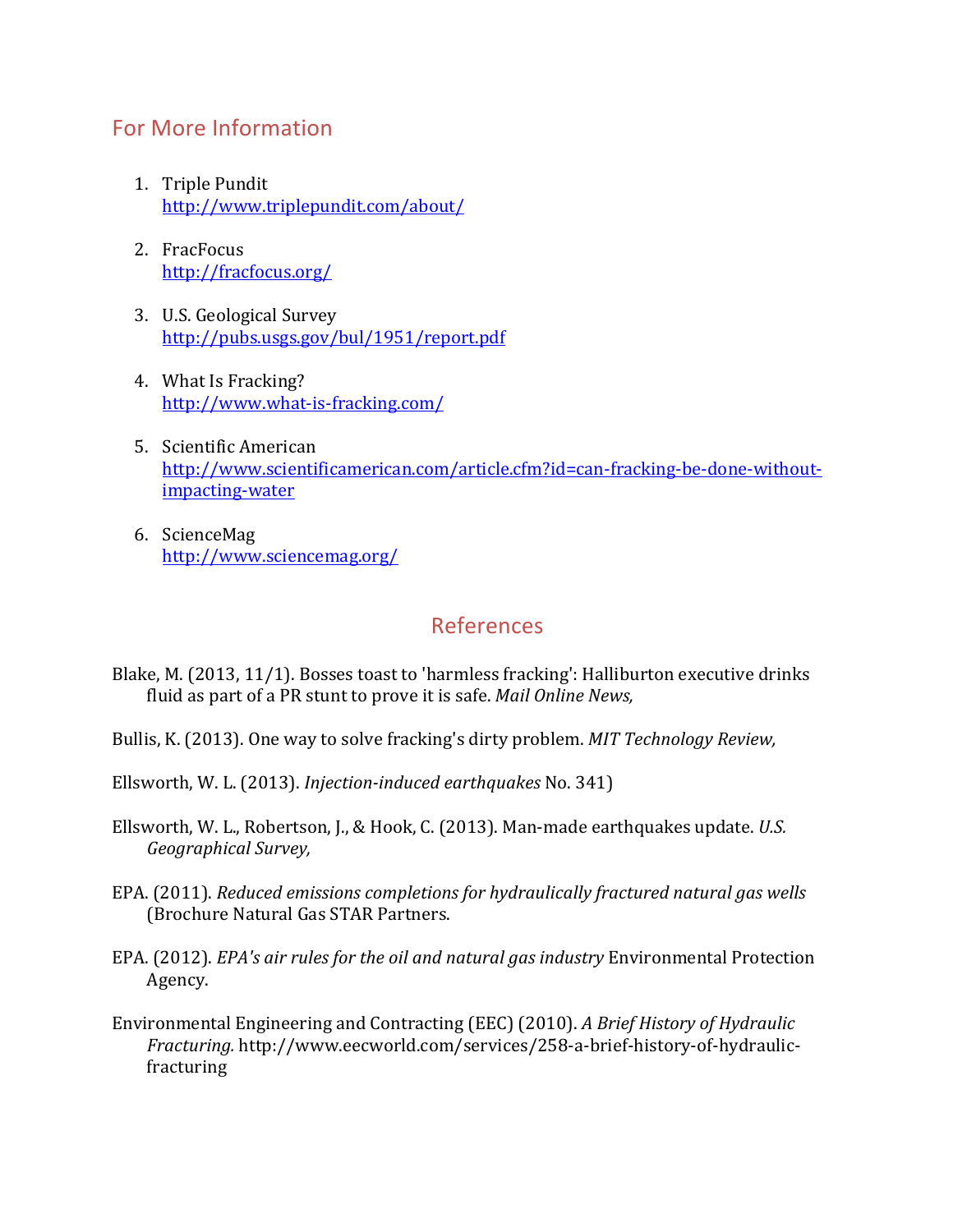## For More Information

1. Triple Pundit
   http://www.triplepundit.com/about/

2. FracFocus
   http://fracfocus.org/

3. U.S. Geological Survey
   http://pubs.usgs.gov/bul/1951/report.pdf

4. What Is Fracking?
   http://www.what-is-fracking.com/

5. Scientific American
   http://www.scientificamerican.com/article.cfm?id=can-fracking-be-done-without-impacting-water

6. ScienceMag
   http://www.sciencemag.org/

## References

Blake, M. (2013, 11/1). Bosses toast to 'harmless fracking': Halliburton executive drinks fluid as part of a PR stunt to prove it is safe. *Mail Online News,*

Bullis, K. (2013). One way to solve fracking's dirty problem. *MIT Technology Review,*

Ellsworth, W. L. (2013). *Injection-induced earthquakes* No. 341)

Ellsworth, W. L., Robertson, J., & Hook, C. (2013). Man-made earthquakes update. *U.S. Geographical Survey,*

EPA. (2011). *Reduced emissions completions for hydraulically fractured natural gas wells* (Brochure Natural Gas STAR Partners.

EPA. (2012). *EPA's air rules for the oil and natural gas industry* Environmental Protection Agency.

Environmental Engineering and Contracting (EEC) (2010). *A Brief History of Hydraulic Fracturing.* http://www.eecworld.com/services/258-a-brief-history-of-hydraulic-fracturing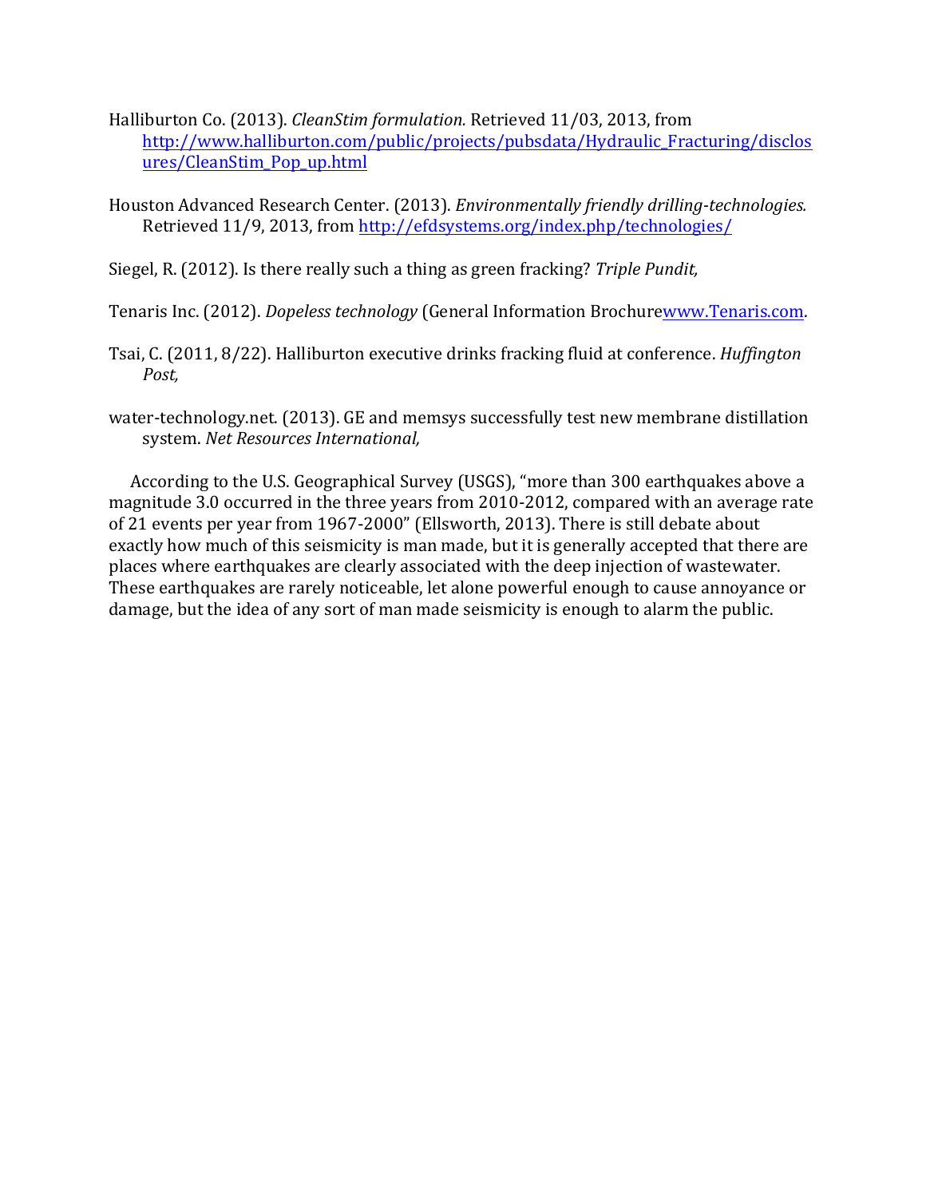Halliburton Co. (2013). *CleanStim formulation.* Retrieved 11/03, 2013, from http://www.halliburton.com/public/projects/pubsdata/Hydraulic_Fracturing/disclosures/CleanStim_Pop_up.html

Houston Advanced Research Center. (2013). *Environmentally friendly drilling-technologies.* Retrieved 11/9, 2013, from http://efdsystems.org/index.php/technologies/

Siegel, R. (2012). Is there really such a thing as green fracking? *Triple Pundit,*

Tenaris Inc. (2012). *Dopeless technology* (General Information Brochurewww.Tenaris.com.

Tsai, C. (2011, 8/22). Halliburton executive drinks fracking fluid at conference. *Huffington Post,*

water-technology.net. (2013). GE and memsys successfully test new membrane distillation system. *Net Resources International,*

According to the U.S. Geographical Survey (USGS), "more than 300 earthquakes above a magnitude 3.0 occurred in the three years from 2010-2012, compared with an average rate of 21 events per year from 1967-2000" (Ellsworth, 2013). There is still debate about exactly how much of this seismicity is man made, but it is generally accepted that there are places where earthquakes are clearly associated with the deep injection of wastewater. These earthquakes are rarely noticeable, let alone powerful enough to cause annoyance or damage, but the idea of any sort of man made seismicity is enough to alarm the public.